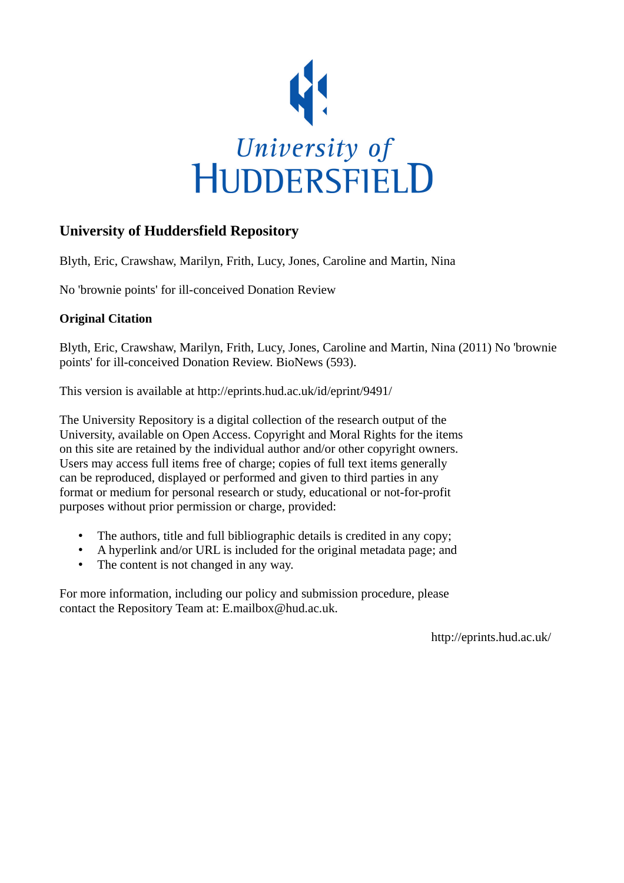University of Huddersfield

## University of Huddersfield Repository

Blyth, Eric, Crawshaw, Marilyn, Frith, Lucy, Jones, Caroline and Martin, Nina

No 'brownie points' for ill-conceived Donation Review

### Original Citation

Blyth, Eric, Crawshaw, Marilyn, Frith, Lucy, Jones, Caroline and Martin, Nina (2011) No 'brownie points' for ill-conceived Donation Review. BioNews (593).

This version is available at http://eprints.hud.ac.uk/id/eprint/9491/

The University Repository is a digital collection of the research output of the University, available on Open Access. Copyright and Moral Rights for the items on this site are retained by the individual author and/or other copyright owners. Users may access full items free of charge; copies of full text items generally can be reproduced, displayed or performed and given to third parties in any format or medium for personal research or study, educational or not-for-profit purposes without prior permission or charge, provided:

- The authors, title and full bibliographic details is credited in any copy;
- A hyperlink and/or URL is included for the original metadata page; and
- The content is not changed in any way.

For more information, including our policy and submission procedure, please contact the Repository Team at: E.mailbox@hud.ac.uk.

http://eprints.hud.ac.uk/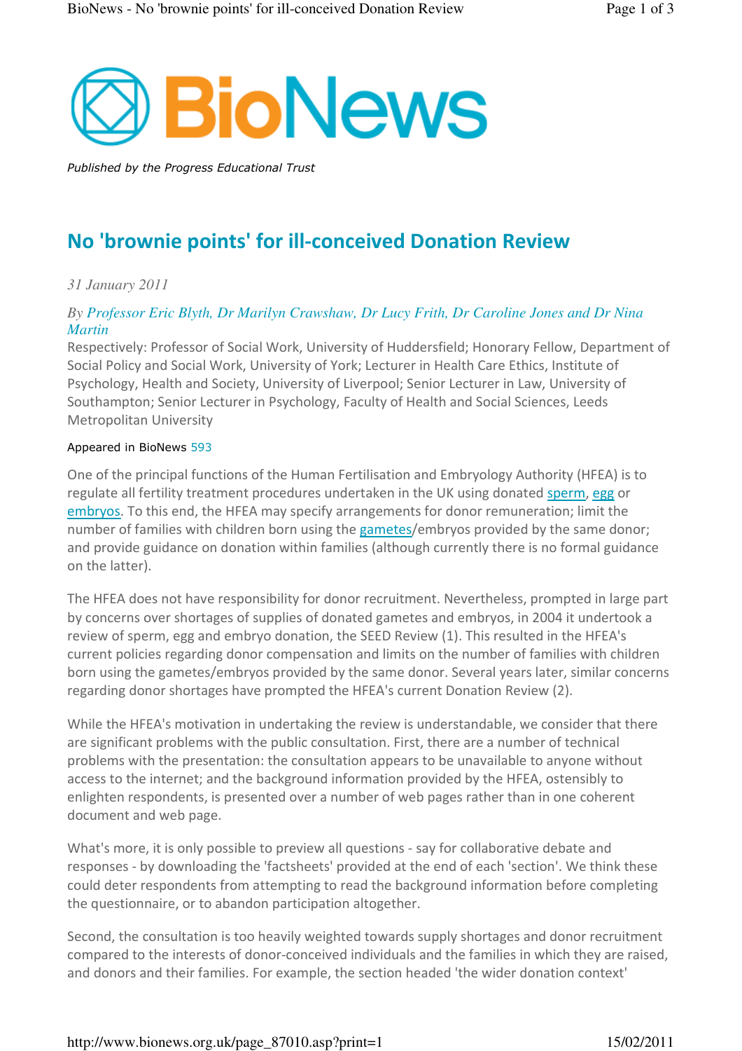Published by the Progress Educational Trust

# No 'brownie points' for ill-conceived Donation Review

*31 January 2011*

*By Professor Eric Blyth, Dr Marilyn Crawshaw, Dr Lucy Frith, Dr Caroline Jones and Dr Nina Martin*

Respectively: Professor of Social Work, University of Huddersfield; Honorary Fellow, Department of Social Policy and Social Work, University of York; Lecturer in Health Care Ethics, Institute of Psychology, Health and Society, University of Liverpool; Senior Lecturer in Law, University of Southampton; Senior Lecturer in Psychology, Faculty of Health and Social Sciences, Leeds Metropolitan University

Appeared in BioNews 593

One of the principal functions of the Human Fertilisation and Embryology Authority (HFEA) is to regulate all fertility treatment procedures undertaken in the UK using donated sperm, egg or embryos. To this end, the HFEA may specify arrangements for donor remuneration; limit the number of families with children born using the gametes/embryos provided by the same donor; and provide guidance on donation within families (although currently there is no formal guidance on the latter).

The HFEA does not have responsibility for donor recruitment. Nevertheless, prompted in large part by concerns over shortages of supplies of donated gametes and embryos, in 2004 it undertook a review of sperm, egg and embryo donation, the SEED Review (1). This resulted in the HFEA's current policies regarding donor compensation and limits on the number of families with children born using the gametes/embryos provided by the same donor. Several years later, similar concerns regarding donor shortages have prompted the HFEA's current Donation Review (2).

While the HFEA's motivation in undertaking the review is understandable, we consider that there are significant problems with the public consultation. First, there are a number of technical problems with the presentation: the consultation appears to be unavailable to anyone without access to the internet; and the background information provided by the HFEA, ostensibly to enlighten respondents, is presented over a number of web pages rather than in one coherent document and web page.

What's more, it is only possible to preview all questions - say for collaborative debate and responses - by downloading the 'factsheets' provided at the end of each 'section'. We think these could deter respondents from attempting to read the background information before completing the questionnaire, or to abandon participation altogether.

Second, the consultation is too heavily weighted towards supply shortages and donor recruitment compared to the interests of donor-conceived individuals and the families in which they are raised, and donors and their families. For example, the section headed 'the wider donation context'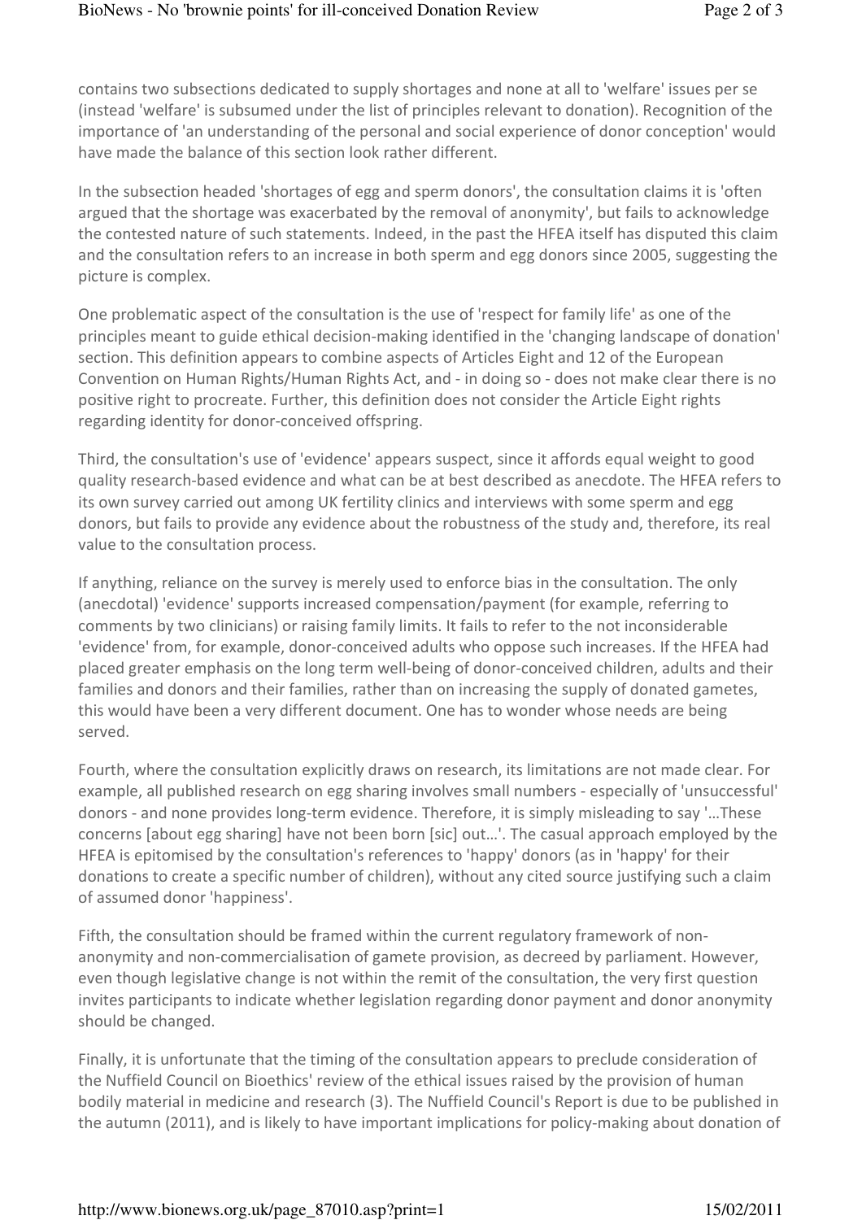contains two subsections dedicated to supply shortages and none at all to 'welfare' issues per se (instead 'welfare' is subsumed under the list of principles relevant to donation). Recognition of the importance of 'an understanding of the personal and social experience of donor conception' would have made the balance of this section look rather different.

In the subsection headed 'shortages of egg and sperm donors', the consultation claims it is 'often argued that the shortage was exacerbated by the removal of anonymity', but fails to acknowledge the contested nature of such statements. Indeed, in the past the HFEA itself has disputed this claim and the consultation refers to an increase in both sperm and egg donors since 2005, suggesting the picture is complex.

One problematic aspect of the consultation is the use of 'respect for family life' as one of the principles meant to guide ethical decision-making identified in the 'changing landscape of donation' section. This definition appears to combine aspects of Articles Eight and 12 of the European Convention on Human Rights/Human Rights Act, and - in doing so - does not make clear there is no positive right to procreate. Further, this definition does not consider the Article Eight rights regarding identity for donor-conceived offspring.

Third, the consultation's use of 'evidence' appears suspect, since it affords equal weight to good quality research-based evidence and what can be at best described as anecdote. The HFEA refers to its own survey carried out among UK fertility clinics and interviews with some sperm and egg donors, but fails to provide any evidence about the robustness of the study and, therefore, its real value to the consultation process.

If anything, reliance on the survey is merely used to enforce bias in the consultation. The only (anecdotal) 'evidence' supports increased compensation/payment (for example, referring to comments by two clinicians) or raising family limits. It fails to refer to the not inconsiderable 'evidence' from, for example, donor-conceived adults who oppose such increases. If the HFEA had placed greater emphasis on the long term well-being of donor-conceived children, adults and their families and donors and their families, rather than on increasing the supply of donated gametes, this would have been a very different document. One has to wonder whose needs are being served.

Fourth, where the consultation explicitly draws on research, its limitations are not made clear. For example, all published research on egg sharing involves small numbers - especially of 'unsuccessful' donors - and none provides long-term evidence. Therefore, it is simply misleading to say '...These concerns [about egg sharing] have not been born [sic] out...'. The casual approach employed by the HFEA is epitomised by the consultation's references to 'happy' donors (as in 'happy' for their donations to create a specific number of children), without any cited source justifying such a claim of assumed donor 'happiness'.

Fifth, the consultation should be framed within the current regulatory framework of non-anonymity and non-commercialisation of gamete provision, as decreed by parliament. However, even though legislative change is not within the remit of the consultation, the very first question invites participants to indicate whether legislation regarding donor payment and donor anonymity should be changed.

Finally, it is unfortunate that the timing of the consultation appears to preclude consideration of the Nuffield Council on Bioethics' review of the ethical issues raised by the provision of human bodily material in medicine and research (3). The Nuffield Council's Report is due to be published in the autumn (2011), and is likely to have important implications for policy-making about donation of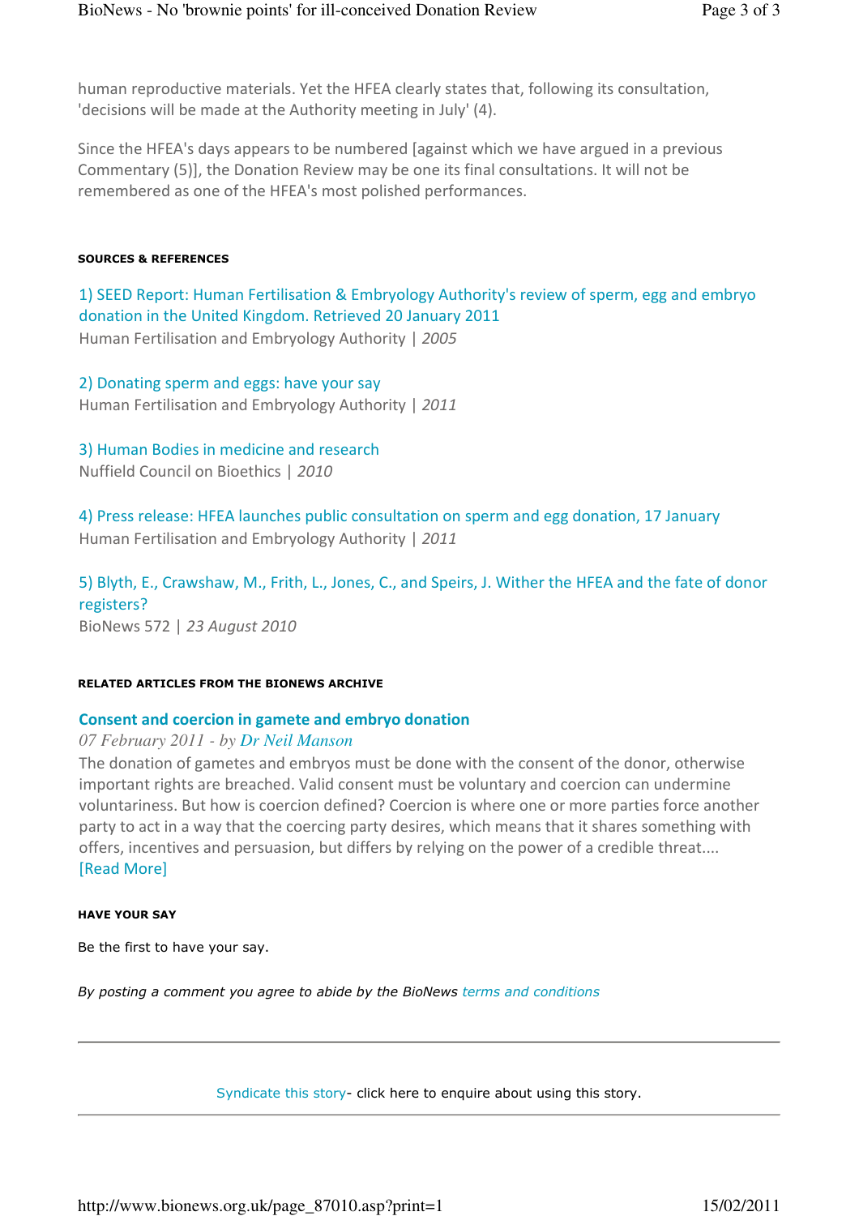human reproductive materials. Yet the HFEA clearly states that, following its consultation, 'decisions will be made at the Authority meeting in July' (4).

Since the HFEA's days appears to be numbered [against which we have argued in a previous Commentary (5)], the Donation Review may be one its final consultations. It will not be remembered as one of the HFEA's most polished performances.

#### SOURCES & REFERENCES

1) SEED Report: Human Fertilisation & Embryology Authority's review of sperm, egg and embryo donation in the United Kingdom. Retrieved 20 January 2011
Human Fertilisation and Embryology Authority | *2005*

2) Donating sperm and eggs: have your say
Human Fertilisation and Embryology Authority | *2011*

3) Human Bodies in medicine and research
Nuffield Council on Bioethics | *2010*

4) Press release: HFEA launches public consultation on sperm and egg donation, 17 January
Human Fertilisation and Embryology Authority | *2011*

5) Blyth, E., Crawshaw, M., Frith, L., Jones, C., and Speirs, J. Wither the HFEA and the fate of donor registers?
BioNews 572 | *23 August 2010*

#### RELATED ARTICLES FROM THE BIONEWS ARCHIVE

**Consent and coercion in gamete and embryo donation**
*07 February 2011 - by Dr Neil Manson*
The donation of gametes and embryos must be done with the consent of the donor, otherwise important rights are breached. Valid consent must be voluntary and coercion can undermine voluntariness. But how is coercion defined? Coercion is where one or more parties force another party to act in a way that the coercing party desires, which means that it shares something with offers, incentives and persuasion, but differs by relying on the power of a credible threat....
[Read More]

#### HAVE YOUR SAY

Be the first to have your say.

*By posting a comment you agree to abide by the BioNews terms and conditions*

---

Syndicate this story- click here to enquire about using this story.

---